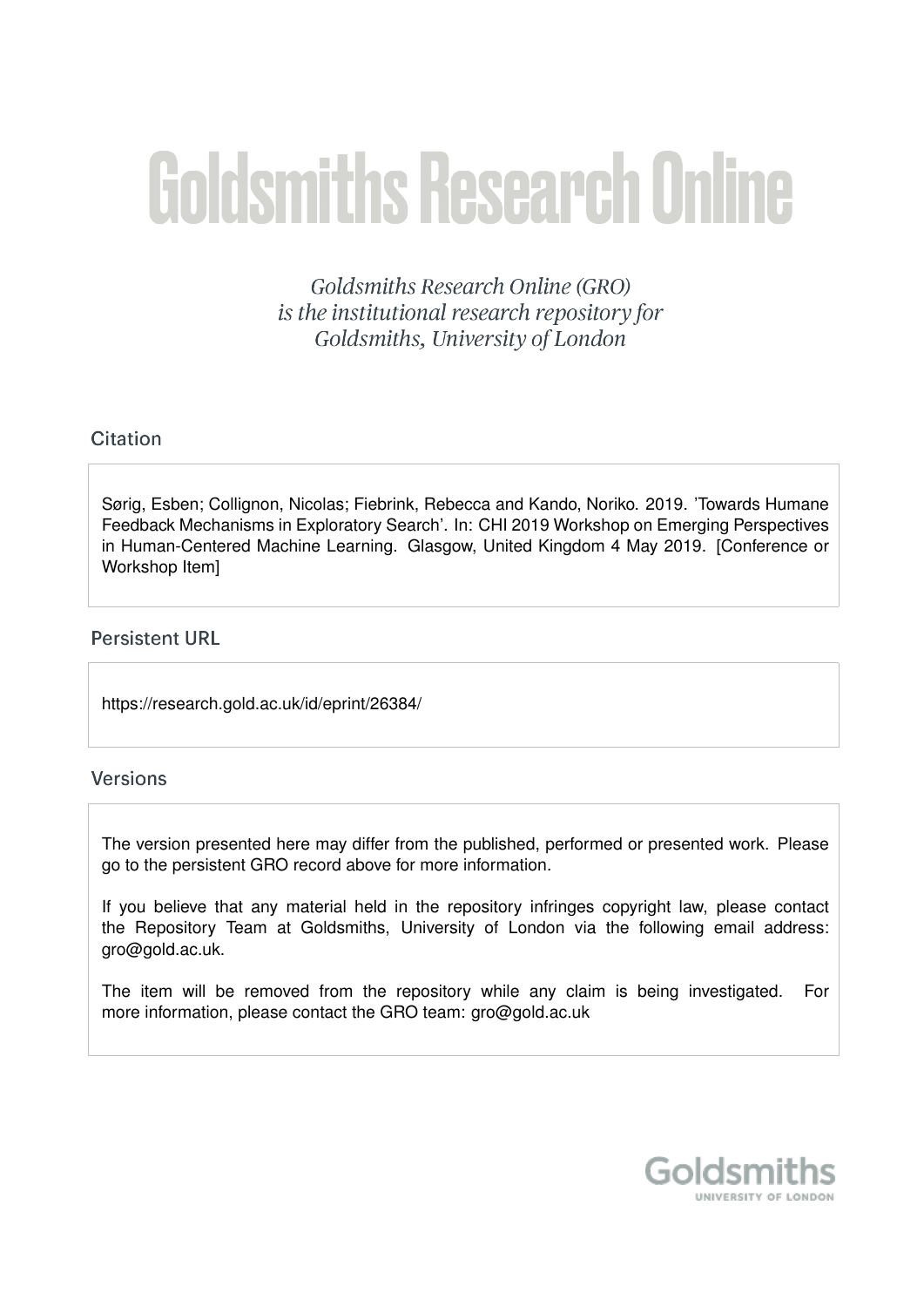# Goldsmiths Research Online

*Goldsmiths Research Online (GRO) is the institutional research repository for Goldsmiths, University of London*

## Citation

Sørig, Esben; Collignon, Nicolas; Fiebrink, Rebecca and Kando, Noriko. 2019. 'Towards Humane Feedback Mechanisms in Exploratory Search'. In: CHI 2019 Workshop on Emerging Perspectives in Human-Centered Machine Learning. Glasgow, United Kingdom 4 May 2019. [Conference or Workshop Item]

## Persistent URL

https://research.gold.ac.uk/id/eprint/26384/

## Versions

The version presented here may differ from the published, performed or presented work. Please go to the persistent GRO record above for more information.

If you believe that any material held in the repository infringes copyright law, please contact the Repository Team at Goldsmiths, University of London via the following email address: gro@gold.ac.uk.

The item will be removed from the repository while any claim is being investigated. For more information, please contact the GRO team: gro@gold.ac.uk

Goldsmiths
UNIVERSITY OF LONDON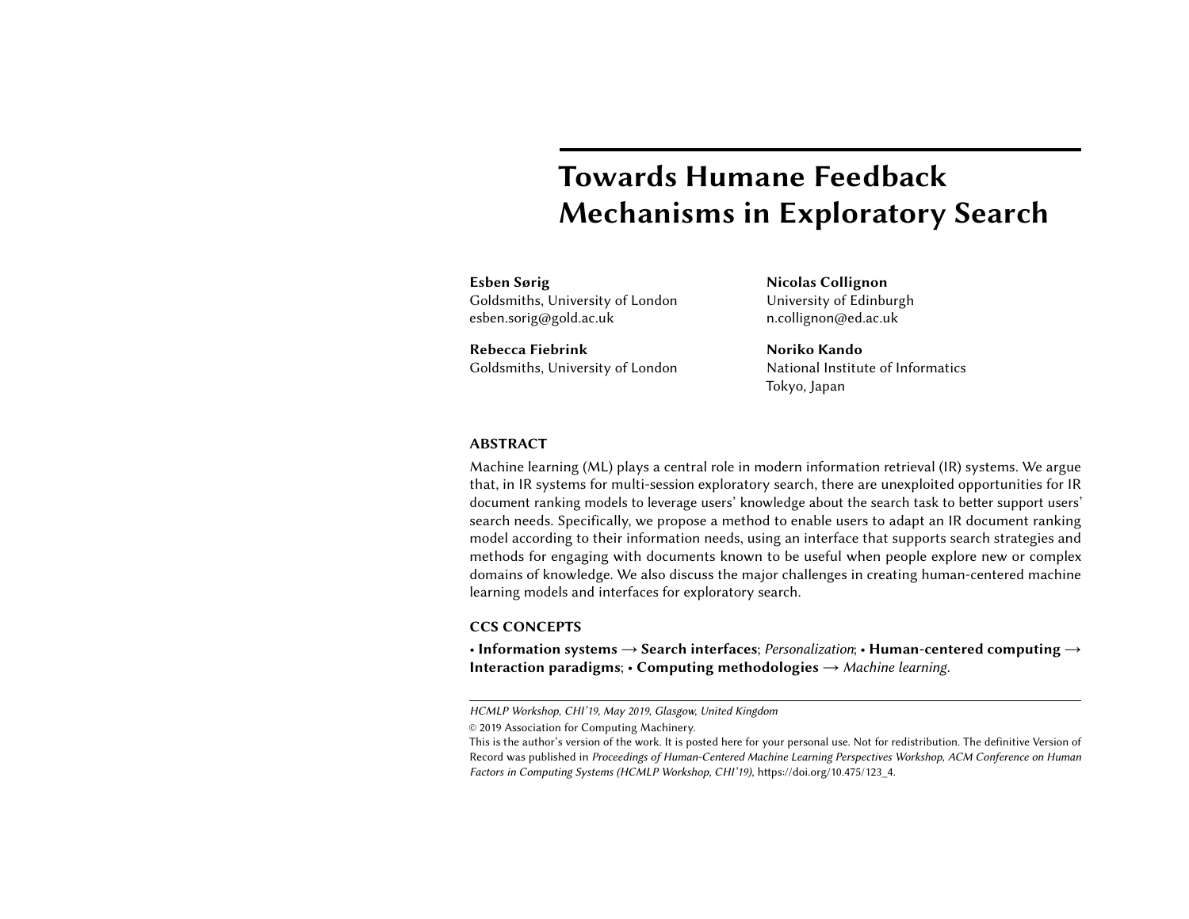# Towards Humane Feedback Mechanisms in Exploratory Search

**Esben Sørig**
Goldsmiths, University of London
esben.sorig@gold.ac.uk

**Rebecca Fiebrink**
Goldsmiths, University of London

**Nicolas Collignon**
University of Edinburgh
n.collignon@ed.ac.uk

**Noriko Kando**
National Institute of Informatics
Tokyo, Japan

## ABSTRACT

Machine learning (ML) plays a central role in modern information retrieval (IR) systems. We argue that, in IR systems for multi-session exploratory search, there are unexploited opportunities for IR document ranking models to leverage users' knowledge about the search task to better support users' search needs. Specifically, we propose a method to enable users to adapt an IR document ranking model according to their information needs, using an interface that supports search strategies and methods for engaging with documents known to be useful when people explore new or complex domains of knowledge. We also discuss the major challenges in creating human-centered machine learning models and interfaces for exploratory search.

## CCS CONCEPTS

• **Information systems** → **Search interfaces**; *Personalization*; • **Human-centered computing** → **Interaction paradigms**; • **Computing methodologies** → *Machine learning*.

*HCMLP Workshop, CHI'19, May 2019, Glasgow, United Kingdom*

© 2019 Association for Computing Machinery.

This is the author's version of the work. It is posted here for your personal use. Not for redistribution. The definitive Version of Record was published in *Proceedings of Human-Centered Machine Learning Perspectives Workshop, ACM Conference on Human Factors in Computing Systems (HCMLP Workshop, CHI'19)*, https://doi.org/10.475/123_4.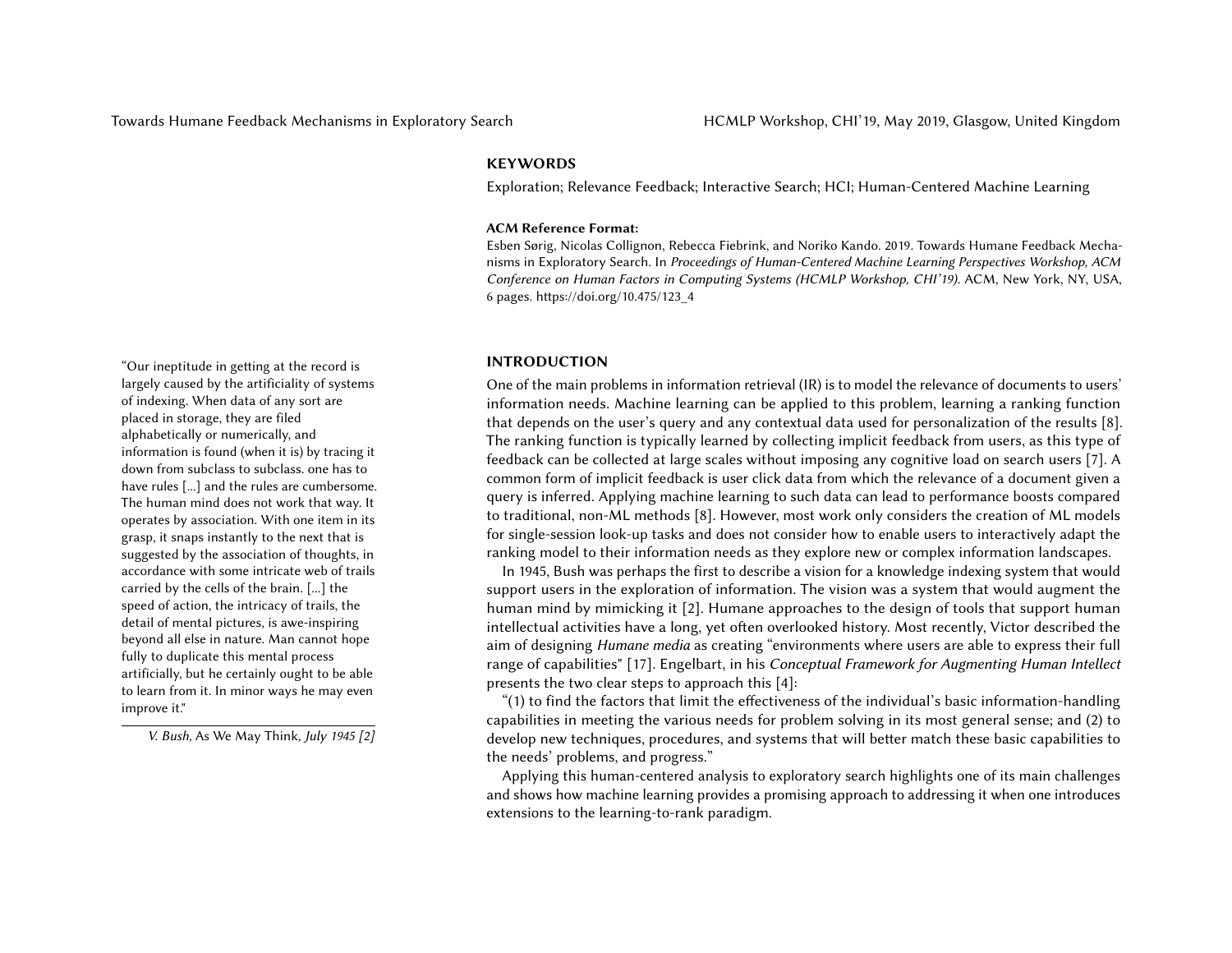## KEYWORDS

Exploration; Relevance Feedback; Interactive Search; HCI; Human-Centered Machine Learning

**ACM Reference Format:**

Esben Sørig, Nicolas Collignon, Rebecca Fiebrink, and Noriko Kando. 2019. Towards Humane Feedback Mechanisms in Exploratory Search. In *Proceedings of Human-Centered Machine Learning Perspectives Workshop, ACM Conference on Human Factors in Computing Systems (HCMLP Workshop, CHI'19).* ACM, New York, NY, USA, 6 pages. https://doi.org/10.475/123_4

## INTRODUCTION

One of the main problems in information retrieval (IR) is to model the relevance of documents to users' information needs. Machine learning can be applied to this problem, learning a ranking function that depends on the user's query and any contextual data used for personalization of the results [8]. The ranking function is typically learned by collecting implicit feedback from users, as this type of feedback can be collected at large scales without imposing any cognitive load on search users [7]. A common form of implicit feedback is user click data from which the relevance of a document given a query is inferred. Applying machine learning to such data can lead to performance boosts compared to traditional, non-ML methods [8]. However, most work only considers the creation of ML models for single-session look-up tasks and does not consider how to enable users to interactively adapt the ranking model to their information needs as they explore new or complex information landscapes.

In 1945, Bush was perhaps the first to describe a vision for a knowledge indexing system that would support users in the exploration of information. The vision was a system that would augment the human mind by mimicking it [2]. Humane approaches to the design of tools that support human intellectual activities have a long, yet often overlooked history. Most recently, Victor described the aim of designing *Humane media* as creating "environments where users are able to express their full range of capabilities" [17]. Engelbart, in his *Conceptual Framework for Augmenting Human Intellect* presents the two clear steps to approach this [4]:

"(1) to find the factors that limit the effectiveness of the individual's basic information-handling capabilities in meeting the various needs for problem solving in its most general sense; and (2) to develop new techniques, procedures, and systems that will better match these basic capabilities to the needs' problems, and progress."

Applying this human-centered analysis to exploratory search highlights one of its main challenges and shows how machine learning provides a promising approach to addressing it when one introduces extensions to the learning-to-rank paradigm.

"Our ineptitude in getting at the record is largely caused by the artificiality of systems of indexing. When data of any sort are placed in storage, they are filed alphabetically or numerically, and information is found (when it is) by tracing it down from subclass to subclass. one has to have rules [...] and the rules are cumbersome. The human mind does not work that way. It operates by association. With one item in its grasp, it snaps instantly to the next that is suggested by the association of thoughts, in accordance with some intricate web of trails carried by the cells of the brain. [...] the speed of action, the intricacy of trails, the detail of mental pictures, is awe-inspiring beyond all else in nature. Man cannot hope fully to duplicate this mental process artificially, but he certainly ought to be able to learn from it. In minor ways he may even improve it."

*V. Bush,* As We May Think, *July 1945 [2]*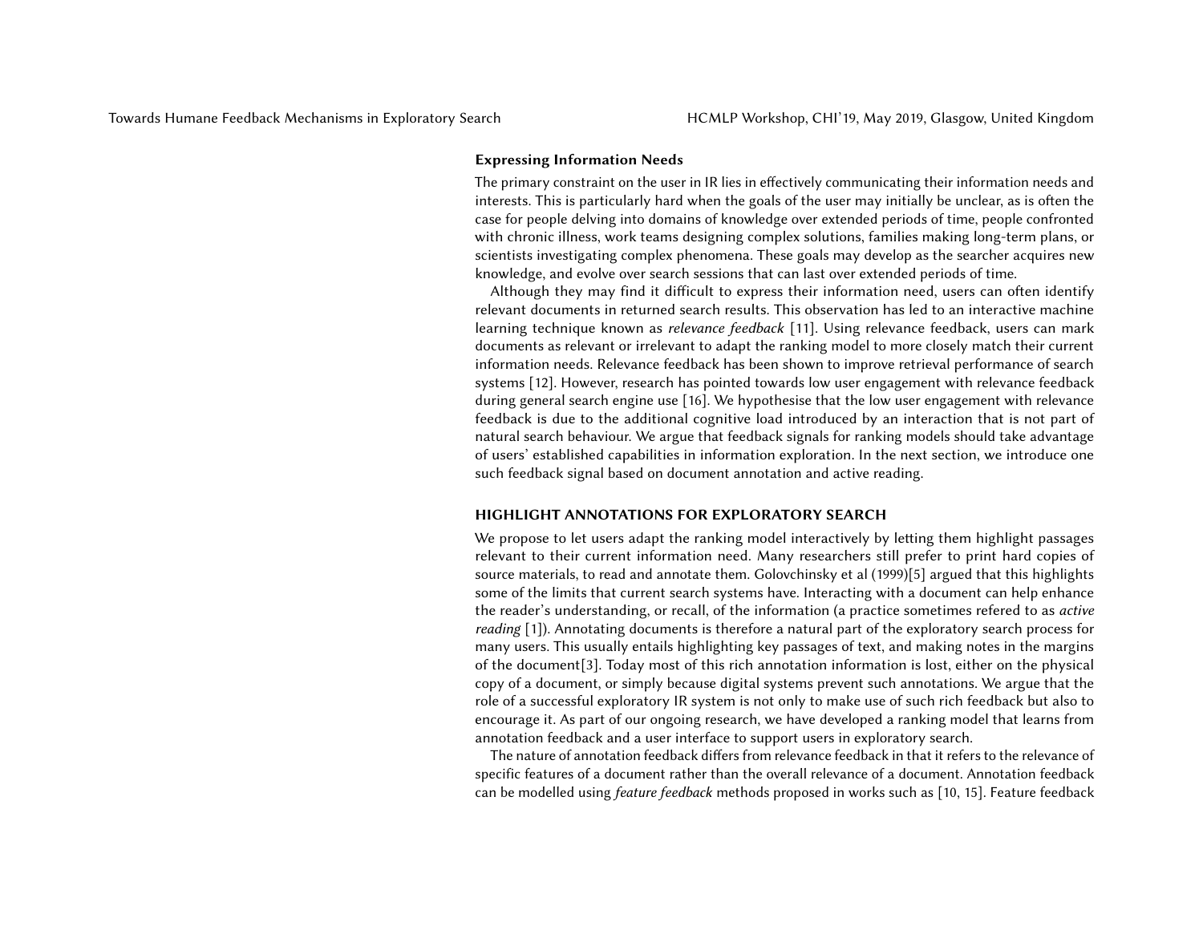### Expressing Information Needs

The primary constraint on the user in IR lies in effectively communicating their information needs and interests. This is particularly hard when the goals of the user may initially be unclear, as is often the case for people delving into domains of knowledge over extended periods of time, people confronted with chronic illness, work teams designing complex solutions, families making long-term plans, or scientists investigating complex phenomena. These goals may develop as the searcher acquires new knowledge, and evolve over search sessions that can last over extended periods of time.

Although they may find it difficult to express their information need, users can often identify relevant documents in returned search results. This observation has led to an interactive machine learning technique known as *relevance feedback* [11]. Using relevance feedback, users can mark documents as relevant or irrelevant to adapt the ranking model to more closely match their current information needs. Relevance feedback has been shown to improve retrieval performance of search systems [12]. However, research has pointed towards low user engagement with relevance feedback during general search engine use [16]. We hypothesise that the low user engagement with relevance feedback is due to the additional cognitive load introduced by an interaction that is not part of natural search behaviour. We argue that feedback signals for ranking models should take advantage of users' established capabilities in information exploration. In the next section, we introduce one such feedback signal based on document annotation and active reading.

## HIGHLIGHT ANNOTATIONS FOR EXPLORATORY SEARCH

We propose to let users adapt the ranking model interactively by letting them highlight passages relevant to their current information need. Many researchers still prefer to print hard copies of source materials, to read and annotate them. Golovchinsky et al (1999)[5] argued that this highlights some of the limits that current search systems have. Interacting with a document can help enhance the reader's understanding, or recall, of the information (a practice sometimes refered to as *active reading* [1]). Annotating documents is therefore a natural part of the exploratory search process for many users. This usually entails highlighting key passages of text, and making notes in the margins of the document[3]. Today most of this rich annotation information is lost, either on the physical copy of a document, or simply because digital systems prevent such annotations. We argue that the role of a successful exploratory IR system is not only to make use of such rich feedback but also to encourage it. As part of our ongoing research, we have developed a ranking model that learns from annotation feedback and a user interface to support users in exploratory search.

The nature of annotation feedback differs from relevance feedback in that it refers to the relevance of specific features of a document rather than the overall relevance of a document. Annotation feedback can be modelled using *feature feedback* methods proposed in works such as [10, 15]. Feature feedback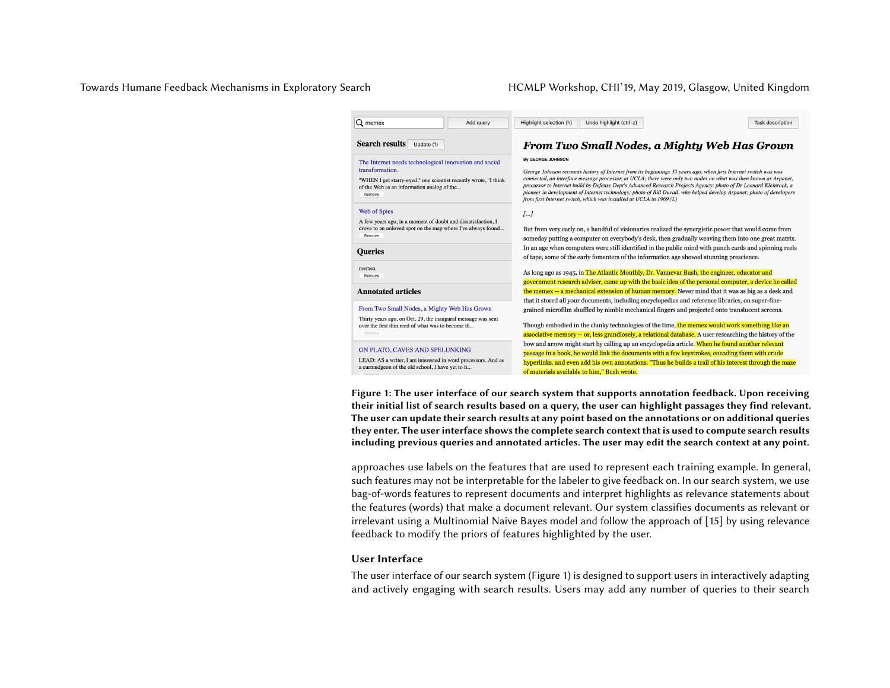Figure 1: The user interface of our search system that supports annotation feedback. Upon receiving their initial list of search results based on a query, the user can highlight passages they find relevant. The user can update their search results at any point based on the annotations or on additional queries they enter. The user interface shows the complete search context that is used to compute search results including previous queries and annotated articles. The user may edit the search context at any point.

approaches use labels on the features that are used to represent each training example. In general, such features may not be interpretable for the labeler to give feedback on. In our search system, we use bag-of-words features to represent documents and interpret highlights as relevance statements about the features (words) that make a document relevant. Our system classifies documents as relevant or irrelevant using a Multinomial Naive Bayes model and follow the approach of [15] by using relevance feedback to modify the priors of features highlighted by the user.

### User Interface

The user interface of our search system (Figure 1) is designed to support users in interactively adapting and actively engaging with search results. Users may add any number of queries to their search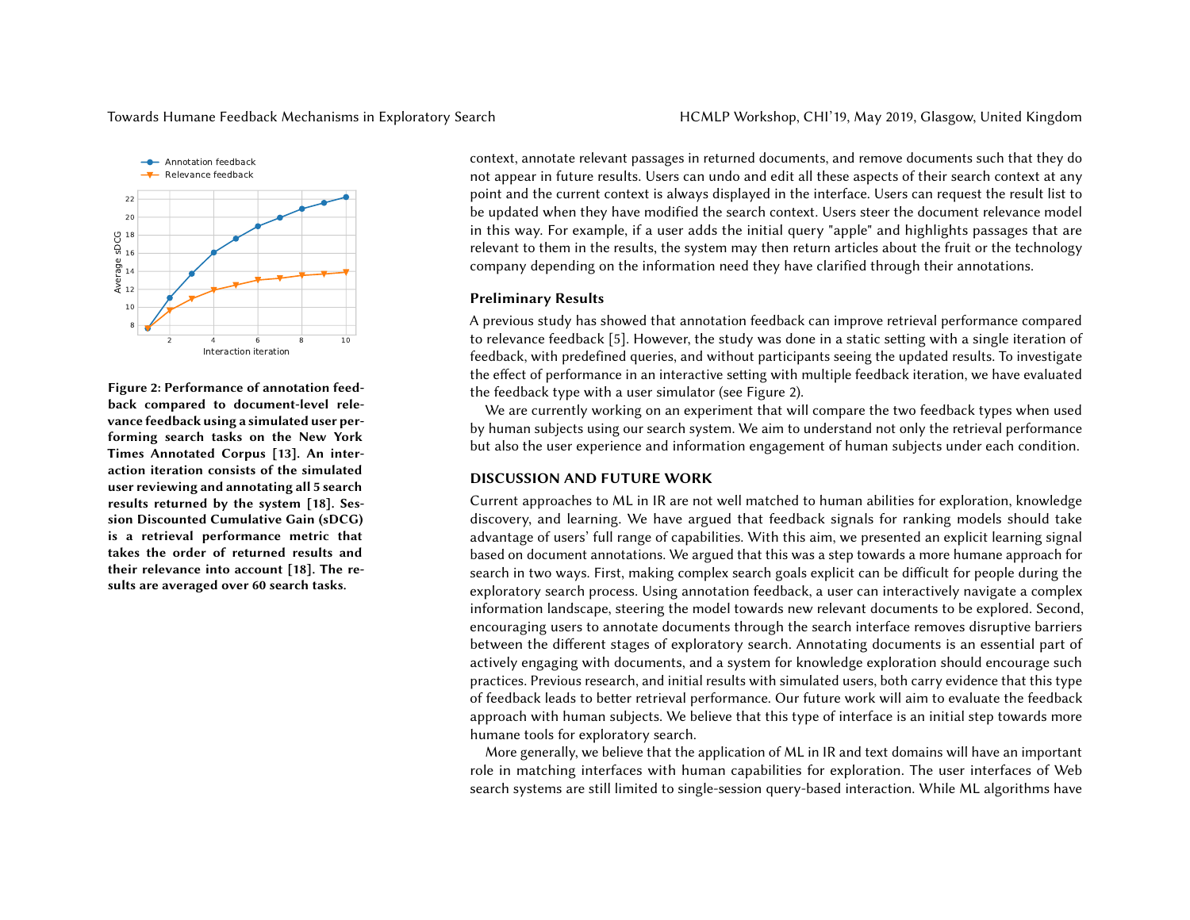Figure 2: Performance of annotation feedback compared to document-level relevance feedback using a simulated user performing search tasks on the New York Times Annotated Corpus [13]. An interaction iteration consists of the simulated user reviewing and annotating all 5 search results returned by the system [18]. Session Discounted Cumulative Gain (sDCG) is a retrieval performance metric that takes the order of returned results and their relevance into account [18]. The results are averaged over 60 search tasks.

context, annotate relevant passages in returned documents, and remove documents such that they do not appear in future results. Users can undo and edit all these aspects of their search context at any point and the current context is always displayed in the interface. Users can request the result list to be updated when they have modified the search context. Users steer the document relevance model in this way. For example, if a user adds the initial query "apple" and highlights passages that are relevant to them in the results, the system may then return articles about the fruit or the technology company depending on the information need they have clarified through their annotations.

### Preliminary Results

A previous study has showed that annotation feedback can improve retrieval performance compared to relevance feedback [5]. However, the study was done in a static setting with a single iteration of feedback, with predefined queries, and without participants seeing the updated results. To investigate the effect of performance in an interactive setting with multiple feedback iteration, we have evaluated the feedback type with a user simulator (see Figure 2).

We are currently working on an experiment that will compare the two feedback types when used by human subjects using our search system. We aim to understand not only the retrieval performance but also the user experience and information engagement of human subjects under each condition.

## DISCUSSION AND FUTURE WORK

Current approaches to ML in IR are not well matched to human abilities for exploration, knowledge discovery, and learning. We have argued that feedback signals for ranking models should take advantage of users' full range of capabilities. With this aim, we presented an explicit learning signal based on document annotations. We argued that this was a step towards a more humane approach for search in two ways. First, making complex search goals explicit can be difficult for people during the exploratory search process. Using annotation feedback, a user can interactively navigate a complex information landscape, steering the model towards new relevant documents to be explored. Second, encouraging users to annotate documents through the search interface removes disruptive barriers between the different stages of exploratory search. Annotating documents is an essential part of actively engaging with documents, and a system for knowledge exploration should encourage such practices. Previous research, and initial results with simulated users, both carry evidence that this type of feedback leads to better retrieval performance. Our future work will aim to evaluate the feedback approach with human subjects. We believe that this type of interface is an initial step towards more humane tools for exploratory search.

More generally, we believe that the application of ML in IR and text domains will have an important role in matching interfaces with human capabilities for exploration. The user interfaces of Web search systems are still limited to single-session query-based interaction. While ML algorithms have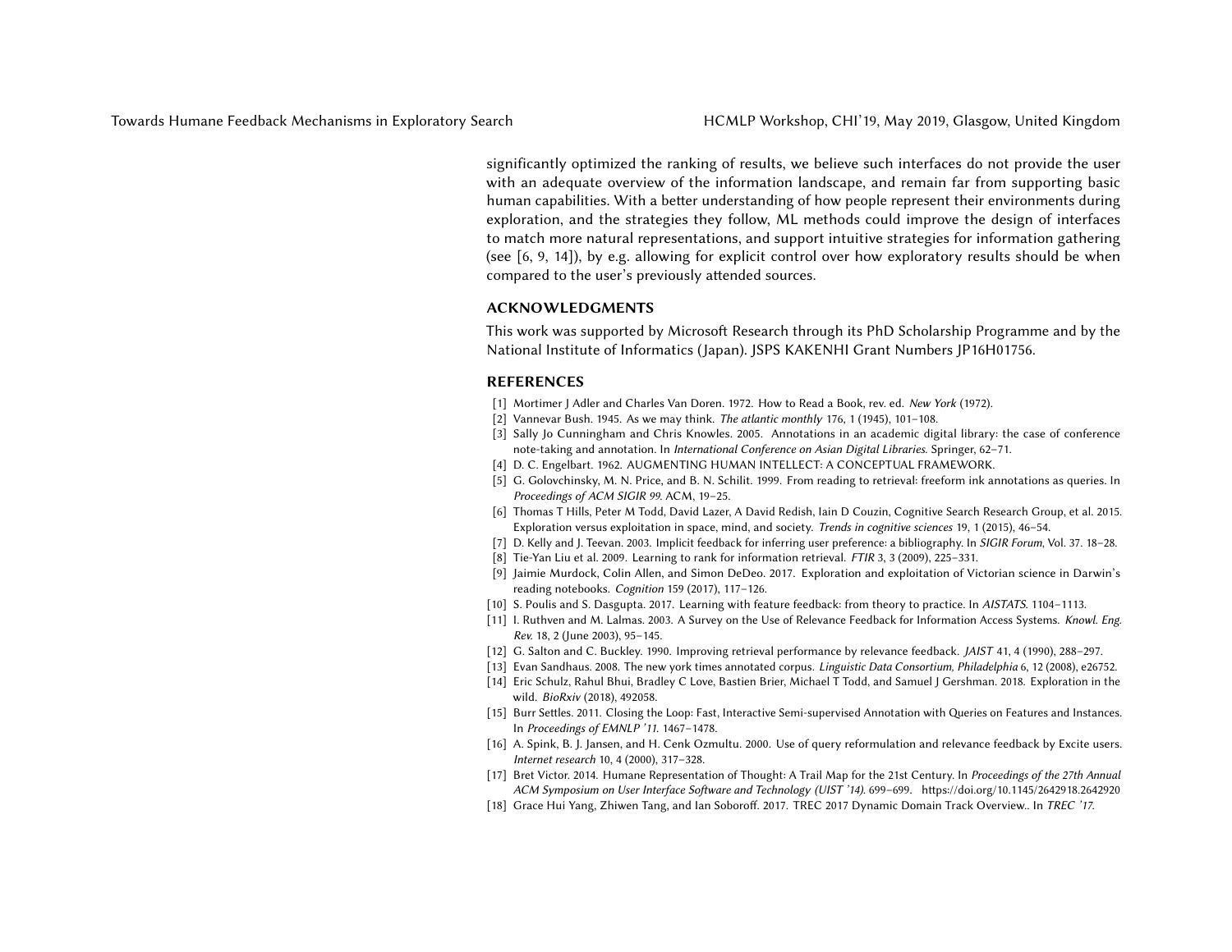significantly optimized the ranking of results, we believe such interfaces do not provide the user with an adequate overview of the information landscape, and remain far from supporting basic human capabilities. With a better understanding of how people represent their environments during exploration, and the strategies they follow, ML methods could improve the design of interfaces to match more natural representations, and support intuitive strategies for information gathering (see [6, 9, 14]), by e.g. allowing for explicit control over how exploratory results should be when compared to the user's previously attended sources.

## ACKNOWLEDGMENTS

This work was supported by Microsoft Research through its PhD Scholarship Programme and by the National Institute of Informatics (Japan). JSPS KAKENHI Grant Numbers JP16H01756.

## REFERENCES

[1] Mortimer J Adler and Charles Van Doren. 1972. How to Read a Book, rev. ed. *New York* (1972).

[2] Vannevar Bush. 1945. As we may think. *The atlantic monthly* 176, 1 (1945), 101–108.

[3] Sally Jo Cunningham and Chris Knowles. 2005. Annotations in an academic digital library: the case of conference note-taking and annotation. In *International Conference on Asian Digital Libraries*. Springer, 62–71.

[4] D. C. Engelbart. 1962. AUGMENTING HUMAN INTELLECT: A CONCEPTUAL FRAMEWORK.

[5] G. Golovchinsky, M. N. Price, and B. N. Schilit. 1999. From reading to retrieval: freeform ink annotations as queries. In *Proceedings of ACM SIGIR 99*. ACM, 19–25.

[6] Thomas T Hills, Peter M Todd, David Lazer, A David Redish, Iain D Couzin, Cognitive Search Research Group, et al. 2015. Exploration versus exploitation in space, mind, and society. *Trends in cognitive sciences* 19, 1 (2015), 46–54.

[7] D. Kelly and J. Teevan. 2003. Implicit feedback for inferring user preference: a bibliography. In *SIGIR Forum*, Vol. 37. 18–28.

[8] Tie-Yan Liu et al. 2009. Learning to rank for information retrieval. *FTIR* 3, 3 (2009), 225–331.

[9] Jaimie Murdock, Colin Allen, and Simon DeDeo. 2017. Exploration and exploitation of Victorian science in Darwin's reading notebooks. *Cognition* 159 (2017), 117–126.

[10] S. Poulis and S. Dasgupta. 2017. Learning with feature feedback: from theory to practice. In *AISTATS*. 1104–1113.

[11] I. Ruthven and M. Lalmas. 2003. A Survey on the Use of Relevance Feedback for Information Access Systems. *Knowl. Eng. Rev.* 18, 2 (June 2003), 95–145.

[12] G. Salton and C. Buckley. 1990. Improving retrieval performance by relevance feedback. *JAIST* 41, 4 (1990), 288–297.

[13] Evan Sandhaus. 2008. The new york times annotated corpus. *Linguistic Data Consortium, Philadelphia* 6, 12 (2008), e26752.

[14] Eric Schulz, Rahul Bhui, Bradley C Love, Bastien Brier, Michael T Todd, and Samuel J Gershman. 2018. Exploration in the wild. *BioRxiv* (2018), 492058.

[15] Burr Settles. 2011. Closing the Loop: Fast, Interactive Semi-supervised Annotation with Queries on Features and Instances. In *Proceedings of EMNLP '11*. 1467–1478.

[16] A. Spink, B. J. Jansen, and H. Cenk Ozmultu. 2000. Use of query reformulation and relevance feedback by Excite users. *Internet research* 10, 4 (2000), 317–328.

[17] Bret Victor. 2014. Humane Representation of Thought: A Trail Map for the 21st Century. In *Proceedings of the 27th Annual ACM Symposium on User Interface Software and Technology (UIST '14)*. 699–699. https://doi.org/10.1145/2642918.2642920

[18] Grace Hui Yang, Zhiwen Tang, and Ian Soboroff. 2017. TREC 2017 Dynamic Domain Track Overview.. In *TREC '17*.